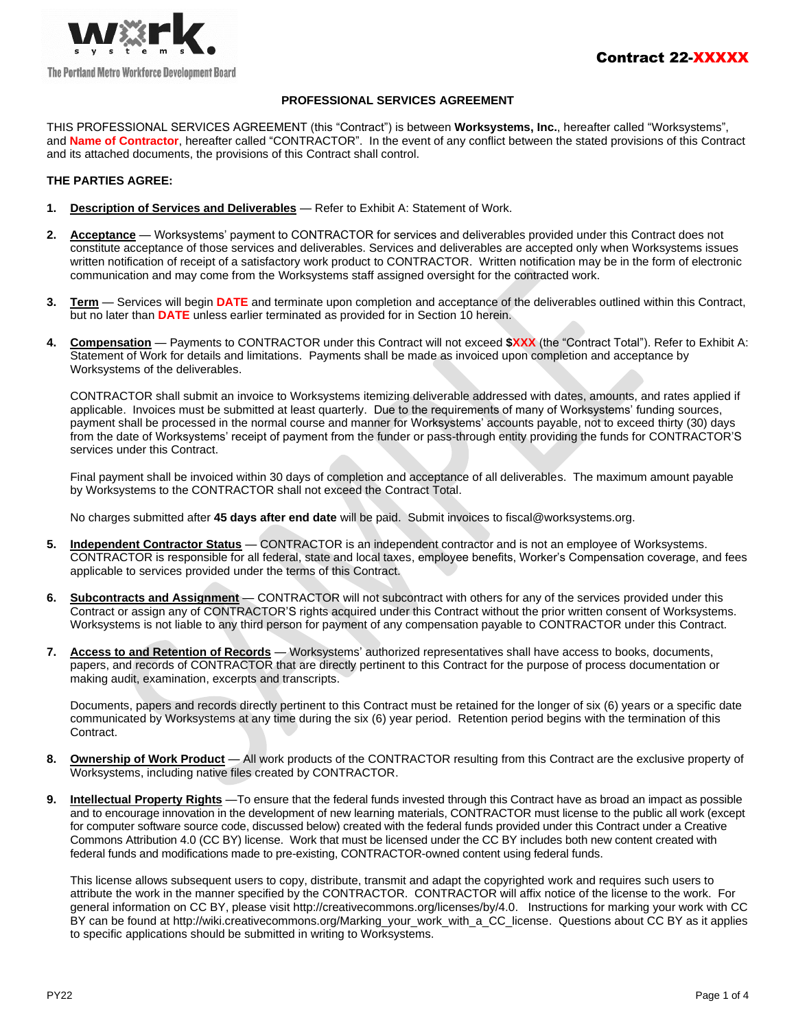The Portland Metro Workforce Development Board

**Contract 22-XXXXX**

# PROFESSIONAL SERVICES AGREEMENT

THIS PROFESSIONAL SERVICES AGREEMENT (this "Contract") is between **Worksystems, Inc.**, hereafter called "Worksystems", and **Name of Contractor**, hereafter called "CONTRACTOR". In the event of any conflict between the stated provisions of this Contract and its attached documents, the provisions of this Contract shall control.

**THE PARTIES AGREE:**

1. **Description of Services and Deliverables** — Refer to Exhibit A: Statement of Work.

2. **Acceptance** — Worksystems' payment to CONTRACTOR for services and deliverables provided under this Contract does not constitute acceptance of those services and deliverables. Services and deliverables are accepted only when Worksystems issues written notification of receipt of a satisfactory work product to CONTRACTOR. Written notification may be in the form of electronic communication and may come from the Worksystems staff assigned oversight for the contracted work.

3. **Term** — Services will begin **DATE** and terminate upon completion and acceptance of the deliverables outlined within this Contract, but no later than **DATE** unless earlier terminated as provided for in Section 10 herein.

4. **Compensation** — Payments to CONTRACTOR under this Contract will not exceed **$XXX** (the "Contract Total"). Refer to Exhibit A: Statement of Work for details and limitations. Payments shall be made as invoiced upon completion and acceptance by Worksystems of the deliverables.

   CONTRACTOR shall submit an invoice to Worksystems itemizing deliverable addressed with dates, amounts, and rates applied if applicable. Invoices must be submitted at least quarterly. Due to the requirements of many of Worksystems' funding sources, payment shall be processed in the normal course and manner for Worksystems' accounts payable, not to exceed thirty (30) days from the date of Worksystems' receipt of payment from the funder or pass-through entity providing the funds for CONTRACTOR'S services under this Contract.

   Final payment shall be invoiced within 30 days of completion and acceptance of all deliverables. The maximum amount payable by Worksystems to the CONTRACTOR shall not exceed the Contract Total.

   No charges submitted after **45 days after end date** will be paid. Submit invoices to fiscal@worksystems.org.

5. **Independent Contractor Status** — CONTRACTOR is an independent contractor and is not an employee of Worksystems. CONTRACTOR is responsible for all federal, state and local taxes, employee benefits, Worker's Compensation coverage, and fees applicable to services provided under the terms of this Contract.

6. **Subcontracts and Assignment** — CONTRACTOR will not subcontract with others for any of the services provided under this Contract or assign any of CONTRACTOR'S rights acquired under this Contract without the prior written consent of Worksystems. Worksystems is not liable to any third person for payment of any compensation payable to CONTRACTOR under this Contract.

7. **Access to and Retention of Records** — Worksystems' authorized representatives shall have access to books, documents, papers, and records of CONTRACTOR that are directly pertinent to this Contract for the purpose of process documentation or making audit, examination, excerpts and transcripts.

   Documents, papers and records directly pertinent to this Contract must be retained for the longer of six (6) years or a specific date communicated by Worksystems at any time during the six (6) year period. Retention period begins with the termination of this Contract.

8. **Ownership of Work Product** — All work products of the CONTRACTOR resulting from this Contract are the exclusive property of Worksystems, including native files created by CONTRACTOR.

9. **Intellectual Property Rights** —To ensure that the federal funds invested through this Contract have as broad an impact as possible and to encourage innovation in the development of new learning materials, CONTRACTOR must license to the public all work (except for computer software source code, discussed below) created with the federal funds provided under this Contract under a Creative Commons Attribution 4.0 (CC BY) license. Work that must be licensed under the CC BY includes both new content created with federal funds and modifications made to pre-existing, CONTRACTOR-owned content using federal funds.

   This license allows subsequent users to copy, distribute, transmit and adapt the copyrighted work and requires such users to attribute the work in the manner specified by the CONTRACTOR. CONTRACTOR will affix notice of the license to the work. For general information on CC BY, please visit http://creativecommons.org/licenses/by/4.0. Instructions for marking your work with CC BY can be found at http://wiki.creativecommons.org/Marking_your_work_with_a_CC_license. Questions about CC BY as it applies to specific applications should be submitted in writing to Worksystems.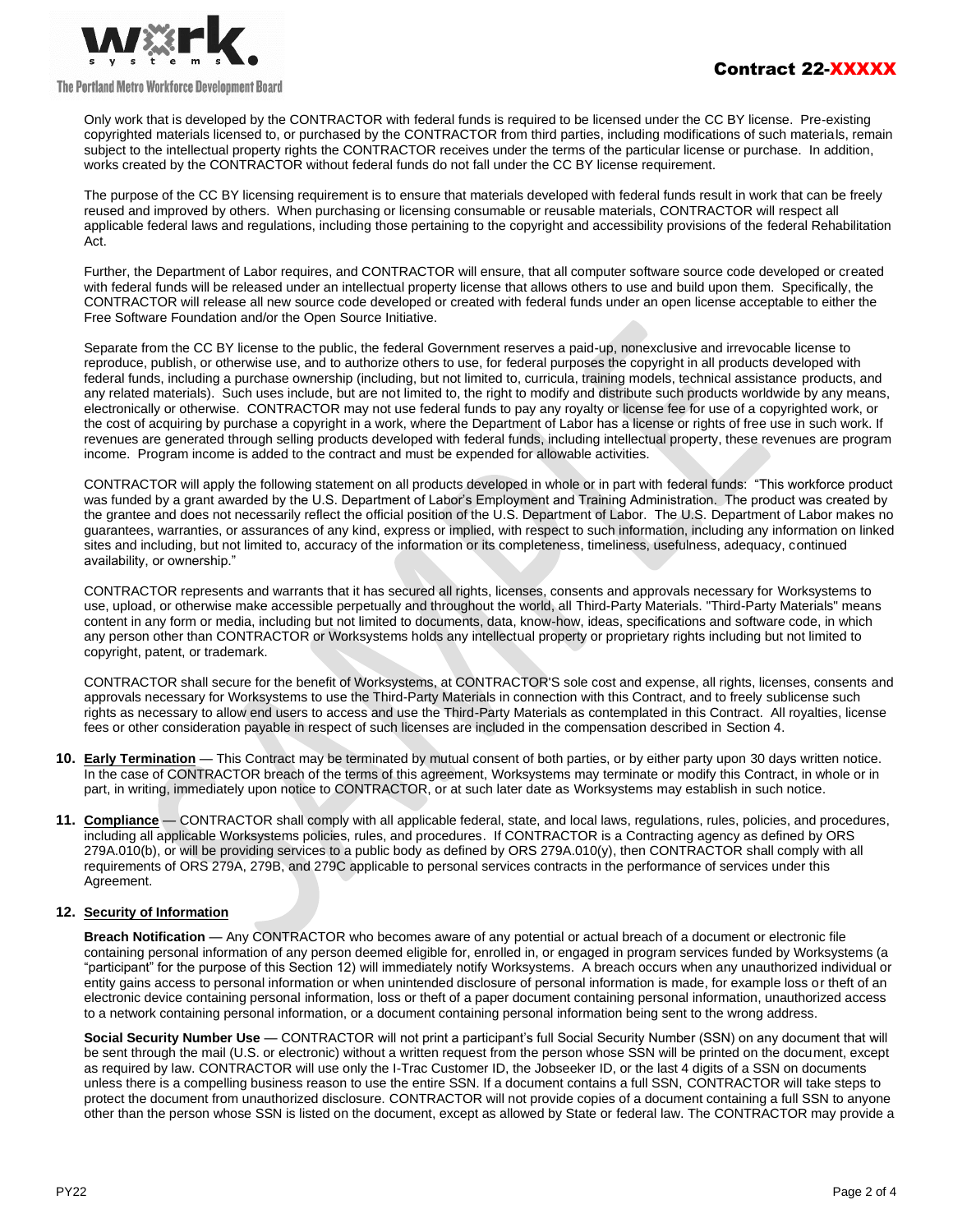Only work that is developed by the CONTRACTOR with federal funds is required to be licensed under the CC BY license. Pre-existing copyrighted materials licensed to, or purchased by the CONTRACTOR from third parties, including modifications of such materials, remain subject to the intellectual property rights the CONTRACTOR receives under the terms of the particular license or purchase. In addition, works created by the CONTRACTOR without federal funds do not fall under the CC BY license requirement.

The purpose of the CC BY licensing requirement is to ensure that materials developed with federal funds result in work that can be freely reused and improved by others. When purchasing or licensing consumable or reusable materials, CONTRACTOR will respect all applicable federal laws and regulations, including those pertaining to the copyright and accessibility provisions of the federal Rehabilitation Act.

Further, the Department of Labor requires, and CONTRACTOR will ensure, that all computer software source code developed or created with federal funds will be released under an intellectual property license that allows others to use and build upon them. Specifically, the CONTRACTOR will release all new source code developed or created with federal funds under an open license acceptable to either the Free Software Foundation and/or the Open Source Initiative.

Separate from the CC BY license to the public, the federal Government reserves a paid-up, nonexclusive and irrevocable license to reproduce, publish, or otherwise use, and to authorize others to use, for federal purposes the copyright in all products developed with federal funds, including a purchase ownership (including, but not limited to, curricula, training models, technical assistance products, and any related materials). Such uses include, but are not limited to, the right to modify and distribute such products worldwide by any means, electronically or otherwise. CONTRACTOR may not use federal funds to pay any royalty or license fee for use of a copyrighted work, or the cost of acquiring by purchase a copyright in a work, where the Department of Labor has a license or rights of free use in such work. If revenues are generated through selling products developed with federal funds, including intellectual property, these revenues are program income. Program income is added to the contract and must be expended for allowable activities.

CONTRACTOR will apply the following statement on all products developed in whole or in part with federal funds: "This workforce product was funded by a grant awarded by the U.S. Department of Labor's Employment and Training Administration. The product was created by the grantee and does not necessarily reflect the official position of the U.S. Department of Labor. The U.S. Department of Labor makes no guarantees, warranties, or assurances of any kind, express or implied, with respect to such information, including any information on linked sites and including, but not limited to, accuracy of the information or its completeness, timeliness, usefulness, adequacy, continued availability, or ownership."

CONTRACTOR represents and warrants that it has secured all rights, licenses, consents and approvals necessary for Worksystems to use, upload, or otherwise make accessible perpetually and throughout the world, all Third-Party Materials. "Third-Party Materials" means content in any form or media, including but not limited to documents, data, know-how, ideas, specifications and software code, in which any person other than CONTRACTOR or Worksystems holds any intellectual property or proprietary rights including but not limited to copyright, patent, or trademark.

CONTRACTOR shall secure for the benefit of Worksystems, at CONTRACTOR'S sole cost and expense, all rights, licenses, consents and approvals necessary for Worksystems to use the Third-Party Materials in connection with this Contract, and to freely sublicense such rights as necessary to allow end users to access and use the Third-Party Materials as contemplated in this Contract. All royalties, license fees or other consideration payable in respect of such licenses are included in the compensation described in Section 4.

**10. Early Termination** — This Contract may be terminated by mutual consent of both parties, or by either party upon 30 days written notice. In the case of CONTRACTOR breach of the terms of this agreement, Worksystems may terminate or modify this Contract, in whole or in part, in writing, immediately upon notice to CONTRACTOR, or at such later date as Worksystems may establish in such notice.

**11. Compliance** — CONTRACTOR shall comply with all applicable federal, state, and local laws, regulations, rules, policies, and procedures, including all applicable Worksystems policies, rules, and procedures. If CONTRACTOR is a Contracting agency as defined by ORS 279A.010(b), or will be providing services to a public body as defined by ORS 279A.010(y), then CONTRACTOR shall comply with all requirements of ORS 279A, 279B, and 279C applicable to personal services contracts in the performance of services under this Agreement.

**12. Security of Information**

**Breach Notification** — Any CONTRACTOR who becomes aware of any potential or actual breach of a document or electronic file containing personal information of any person deemed eligible for, enrolled in, or engaged in program services funded by Worksystems (a "participant" for the purpose of this Section 12) will immediately notify Worksystems. A breach occurs when any unauthorized individual or entity gains access to personal information or when unintended disclosure of personal information is made, for example loss or theft of an electronic device containing personal information, loss or theft of a paper document containing personal information, unauthorized access to a network containing personal information, or a document containing personal information being sent to the wrong address.

**Social Security Number Use** — CONTRACTOR will not print a participant's full Social Security Number (SSN) on any document that will be sent through the mail (U.S. or electronic) without a written request from the person whose SSN will be printed on the document, except as required by law. CONTRACTOR will use only the I-Trac Customer ID, the Jobseeker ID, or the last 4 digits of a SSN on documents unless there is a compelling business reason to use the entire SSN. If a document contains a full SSN, CONTRACTOR will take steps to protect the document from unauthorized disclosure. CONTRACTOR will not provide copies of a document containing a full SSN to anyone other than the person whose SSN is listed on the document, except as allowed by State or federal law. The CONTRACTOR may provide a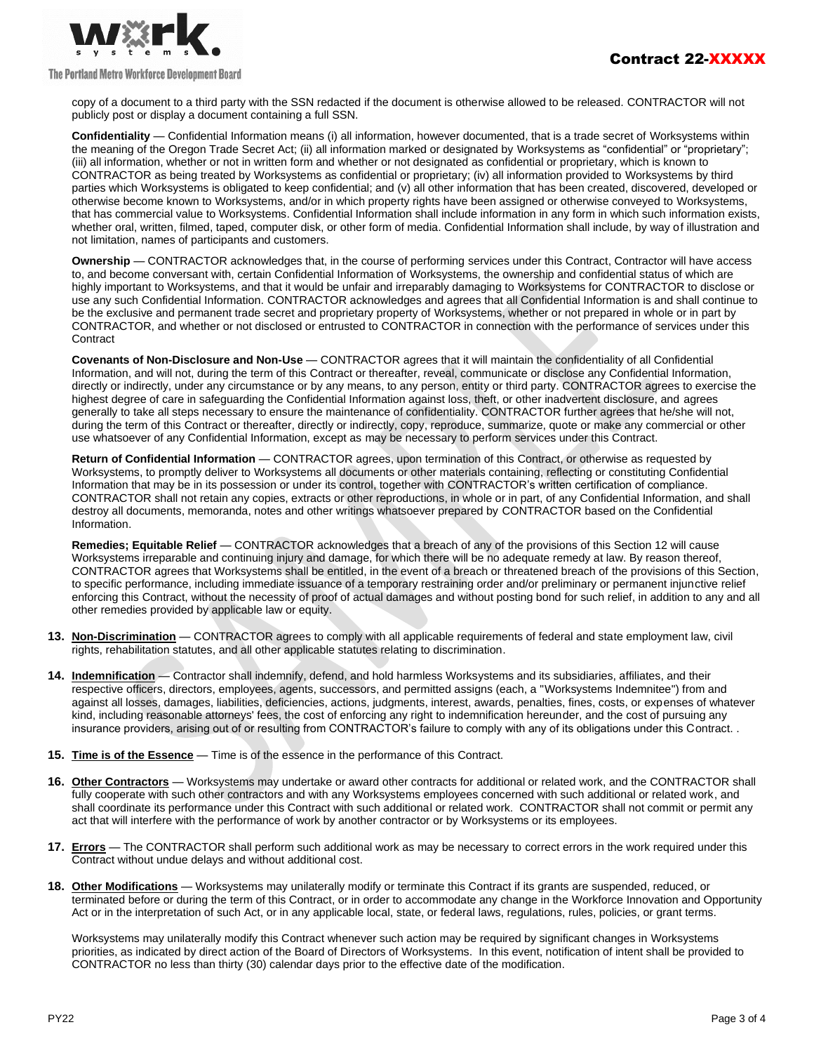copy of a document to a third party with the SSN redacted if the document is otherwise allowed to be released. CONTRACTOR will not publicly post or display a document containing a full SSN.

**Confidentiality** — Confidential Information means (i) all information, however documented, that is a trade secret of Worksystems within the meaning of the Oregon Trade Secret Act; (ii) all information marked or designated by Worksystems as "confidential" or "proprietary"; (iii) all information, whether or not in written form and whether or not designated as confidential or proprietary, which is known to CONTRACTOR as being treated by Worksystems as confidential or proprietary; (iv) all information provided to Worksystems by third parties which Worksystems is obligated to keep confidential; and (v) all other information that has been created, discovered, developed or otherwise become known to Worksystems, and/or in which property rights have been assigned or otherwise conveyed to Worksystems, that has commercial value to Worksystems. Confidential Information shall include information in any form in which such information exists, whether oral, written, filmed, taped, computer disk, or other form of media. Confidential Information shall include, by way of illustration and not limitation, names of participants and customers.

**Ownership** — CONTRACTOR acknowledges that, in the course of performing services under this Contract, Contractor will have access to, and become conversant with, certain Confidential Information of Worksystems, the ownership and confidential status of which are highly important to Worksystems, and that it would be unfair and irreparably damaging to Worksystems for CONTRACTOR to disclose or use any such Confidential Information. CONTRACTOR acknowledges and agrees that all Confidential Information is and shall continue to be the exclusive and permanent trade secret and proprietary property of Worksystems, whether or not prepared in whole or in part by CONTRACTOR, and whether or not disclosed or entrusted to CONTRACTOR in connection with the performance of services under this Contract

**Covenants of Non-Disclosure and Non-Use** — CONTRACTOR agrees that it will maintain the confidentiality of all Confidential Information, and will not, during the term of this Contract or thereafter, reveal, communicate or disclose any Confidential Information, directly or indirectly, under any circumstance or by any means, to any person, entity or third party. CONTRACTOR agrees to exercise the highest degree of care in safeguarding the Confidential Information against loss, theft, or other inadvertent disclosure, and agrees generally to take all steps necessary to ensure the maintenance of confidentiality. CONTRACTOR further agrees that he/she will not, during the term of this Contract or thereafter, directly or indirectly, copy, reproduce, summarize, quote or make any commercial or other use whatsoever of any Confidential Information, except as may be necessary to perform services under this Contract.

**Return of Confidential Information** — CONTRACTOR agrees, upon termination of this Contract, or otherwise as requested by Worksystems, to promptly deliver to Worksystems all documents or other materials containing, reflecting or constituting Confidential Information that may be in its possession or under its control, together with CONTRACTOR's written certification of compliance. CONTRACTOR shall not retain any copies, extracts or other reproductions, in whole or in part, of any Confidential Information, and shall destroy all documents, memoranda, notes and other writings whatsoever prepared by CONTRACTOR based on the Confidential Information.

**Remedies; Equitable Relief** — CONTRACTOR acknowledges that a breach of any of the provisions of this Section 12 will cause Worksystems irreparable and continuing injury and damage, for which there will be no adequate remedy at law. By reason thereof, CONTRACTOR agrees that Worksystems shall be entitled, in the event of a breach or threatened breach of the provisions of this Section, to specific performance, including immediate issuance of a temporary restraining order and/or preliminary or permanent injunctive relief enforcing this Contract, without the necessity of proof of actual damages and without posting bond for such relief, in addition to any and all other remedies provided by applicable law or equity.

13. **Non-Discrimination** — CONTRACTOR agrees to comply with all applicable requirements of federal and state employment law, civil rights, rehabilitation statutes, and all other applicable statutes relating to discrimination.

14. **Indemnification** — Contractor shall indemnify, defend, and hold harmless Worksystems and its subsidiaries, affiliates, and their respective officers, directors, employees, agents, successors, and permitted assigns (each, a "Worksystems Indemnitee") from and against all losses, damages, liabilities, deficiencies, actions, judgments, interest, awards, penalties, fines, costs, or expenses of whatever kind, including reasonable attorneys' fees, the cost of enforcing any right to indemnification hereunder, and the cost of pursuing any insurance providers, arising out of or resulting from CONTRACTOR's failure to comply with any of its obligations under this Contract. .

15. **Time is of the Essence** — Time is of the essence in the performance of this Contract.

16. **Other Contractors** — Worksystems may undertake or award other contracts for additional or related work, and the CONTRACTOR shall fully cooperate with such other contractors and with any Worksystems employees concerned with such additional or related work, and shall coordinate its performance under this Contract with such additional or related work. CONTRACTOR shall not commit or permit any act that will interfere with the performance of work by another contractor or by Worksystems or its employees.

17. **Errors** — The CONTRACTOR shall perform such additional work as may be necessary to correct errors in the work required under this Contract without undue delays and without additional cost.

18. **Other Modifications** — Worksystems may unilaterally modify or terminate this Contract if its grants are suspended, reduced, or terminated before or during the term of this Contract, or in order to accommodate any change in the Workforce Innovation and Opportunity Act or in the interpretation of such Act, or in any applicable local, state, or federal laws, regulations, rules, policies, or grant terms.

    Worksystems may unilaterally modify this Contract whenever such action may be required by significant changes in Worksystems priorities, as indicated by direct action of the Board of Directors of Worksystems. In this event, notification of intent shall be provided to CONTRACTOR no less than thirty (30) calendar days prior to the effective date of the modification.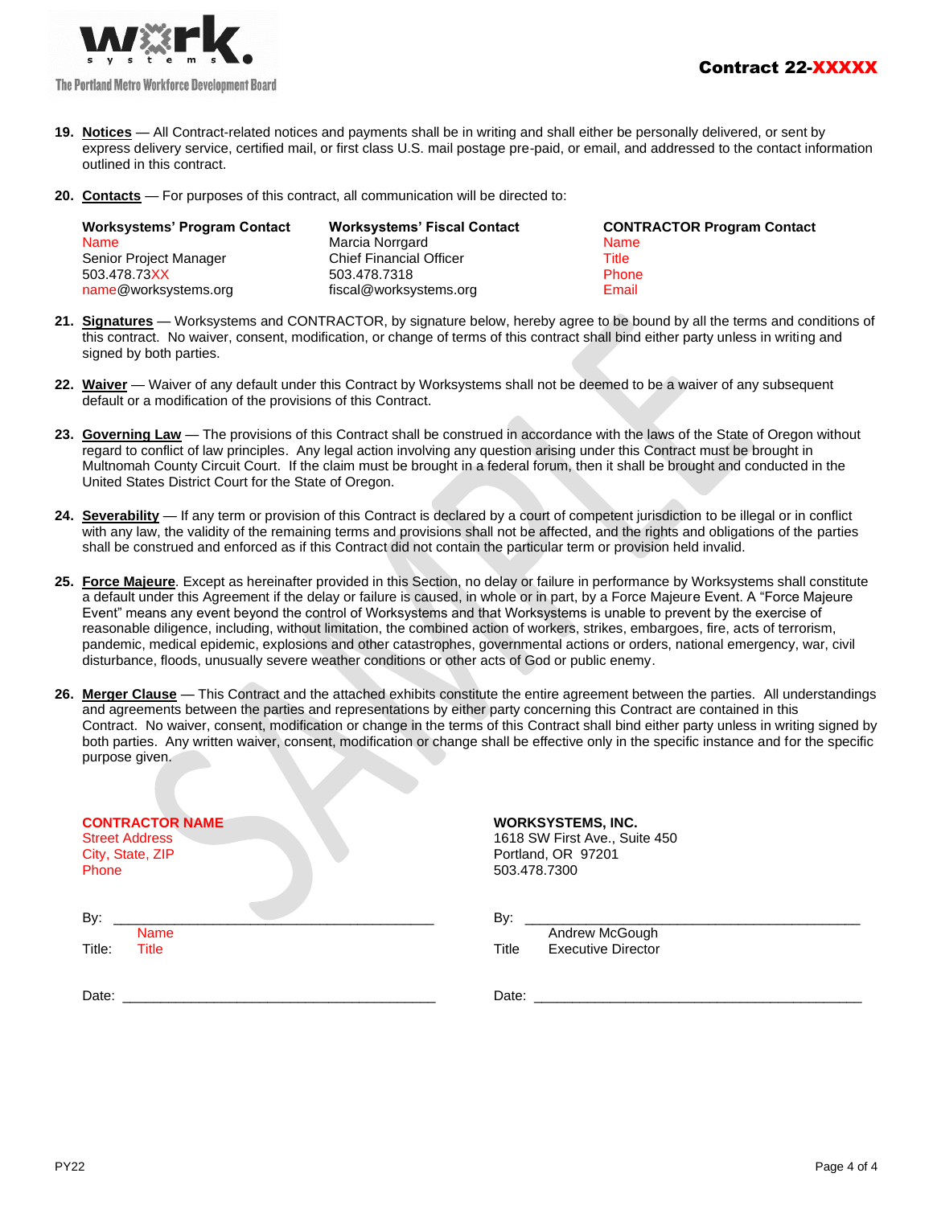Contract 22-XXXXX

19. **Notices** — All Contract-related notices and payments shall be in writing and shall either be personally delivered, or sent by express delivery service, certified mail, or first class U.S. mail postage pre-paid, or email, and addressed to the contact information outlined in this contract.

20. **Contacts** — For purposes of this contract, all communication will be directed to:

| Worksystems' Program Contact | Worksystems' Fiscal Contact | CONTRACTOR Program Contact |
|---|---|---|
| Name | Marcia Norrgard | Name |
| Senior Project Manager | Chief Financial Officer | Title |
| 503.478.73XX | 503.478.7318 | Phone |
| name@worksystems.org | fiscal@worksystems.org | Email |

21. **Signatures** — Worksystems and CONTRACTOR, by signature below, hereby agree to be bound by all the terms and conditions of this contract. No waiver, consent, modification, or change of terms of this contract shall bind either party unless in writing and signed by both parties.

22. **Waiver** — Waiver of any default under this Contract by Worksystems shall not be deemed to be a waiver of any subsequent default or a modification of the provisions of this Contract.

23. **Governing Law** — The provisions of this Contract shall be construed in accordance with the laws of the State of Oregon without regard to conflict of law principles. Any legal action involving any question arising under this Contract must be brought in Multnomah County Circuit Court. If the claim must be brought in a federal forum, then it shall be brought and conducted in the United States District Court for the State of Oregon.

24. **Severability** — If any term or provision of this Contract is declared by a court of competent jurisdiction to be illegal or in conflict with any law, the validity of the remaining terms and provisions shall not be affected, and the rights and obligations of the parties shall be construed and enforced as if this Contract did not contain the particular term or provision held invalid.

25. **Force Majeure**. Except as hereinafter provided in this Section, no delay or failure in performance by Worksystems shall constitute a default under this Agreement if the delay or failure is caused, in whole or in part, by a Force Majeure Event. A "Force Majeure Event" means any event beyond the control of Worksystems and that Worksystems is unable to prevent by the exercise of reasonable diligence, including, without limitation, the combined action of workers, strikes, embargoes, fire, acts of terrorism, pandemic, medical epidemic, explosions and other catastrophes, governmental actions or orders, national emergency, war, civil disturbance, floods, unusually severe weather conditions or other acts of God or public enemy.

26. **Merger Clause** — This Contract and the attached exhibits constitute the entire agreement between the parties. All understandings and agreements between the parties and representations by either party concerning this Contract are contained in this Contract. No waiver, consent, modification or change in the terms of this Contract shall bind either party unless in writing signed by both parties. Any written waiver, consent, modification or change shall be effective only in the specific instance and for the specific purpose given.

**CONTRACTOR NAME**
Street Address
City, State, ZIP
Phone

By: ________________________________________
Name
Title: Title

Date: ________________________________________

**WORKSYSTEMS, INC.**
1618 SW First Ave., Suite 450
Portland, OR 97201
503.478.7300

By: ________________________________________
Andrew McGough
Title Executive Director

Date: ________________________________________